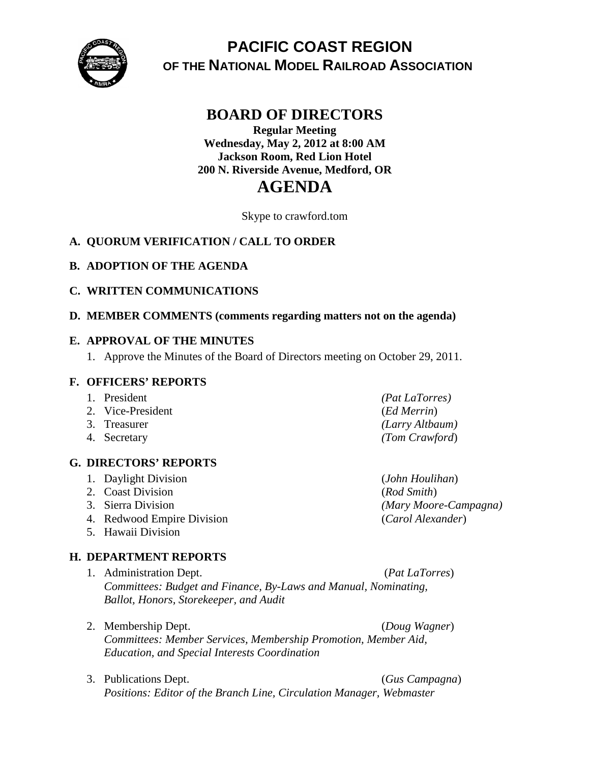# PACIFIC COAST REGION
## OF THE NATIONAL MODEL RAILROAD ASSOCIATION

# BOARD OF DIRECTORS

**Regular Meeting**
**Wednesday, May 2, 2012 at 8:00 AM**
**Jackson Room, Red Lion Hotel**
**200 N. Riverside Avenue, Medford, OR**

# AGENDA

Skype to crawford.tom

**A. QUORUM VERIFICATION / CALL TO ORDER**

**B. ADOPTION OF THE AGENDA**

**C. WRITTEN COMMUNICATIONS**

**D. MEMBER COMMENTS (comments regarding matters not on the agenda)**

**E. APPROVAL OF THE MINUTES**

1. Approve the Minutes of the Board of Directors meeting on October 29, 2011.

**F. OFFICERS' REPORTS**

1. President *(Pat LaTorres)*
2. Vice-President (*Ed Merrin*)
3. Treasurer *(Larry Altbaum)*
4. Secretary *(Tom Crawford)*

**G. DIRECTORS' REPORTS**

1. Daylight Division (*John Houlihan*)
2. Coast Division (*Rod Smith*)
3. Sierra Division *(Mary Moore-Campagna)*
4. Redwood Empire Division (*Carol Alexander*)
5. Hawaii Division

**H. DEPARTMENT REPORTS**

1. Administration Dept. (*Pat LaTorres*)
   *Committees: Budget and Finance, By-Laws and Manual, Nominating, Ballot, Honors, Storekeeper, and Audit*

2. Membership Dept. (*Doug Wagner*)
   *Committees: Member Services, Membership Promotion, Member Aid, Education, and Special Interests Coordination*

3. Publications Dept. (*Gus Campagna*)
   *Positions: Editor of the Branch Line, Circulation Manager, Webmaster*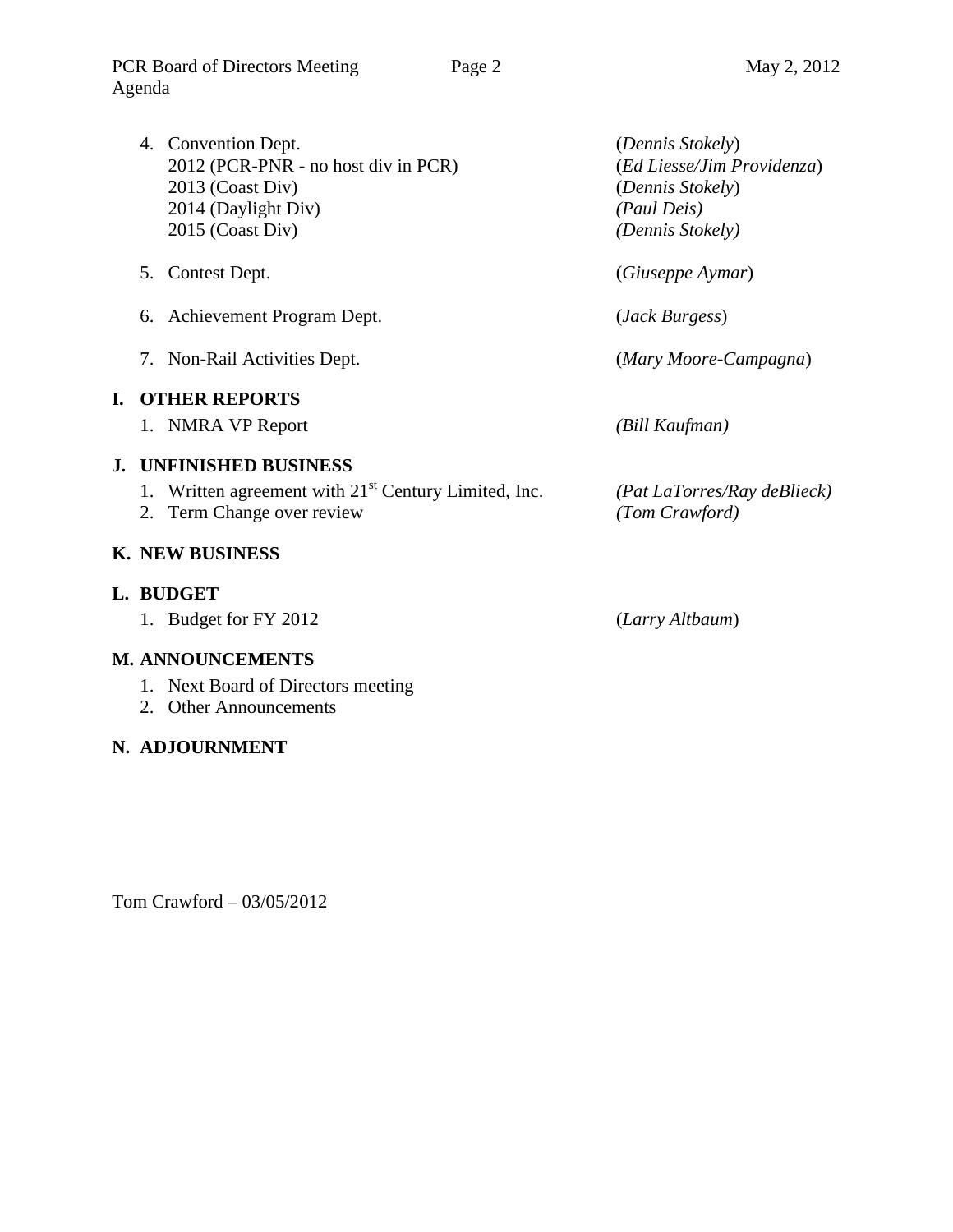4. Convention Dept. (*Dennis Stokely*)
   2012 (PCR-PNR - no host div in PCR) (*Ed Liesse/Jim Providenza*)
   2013 (Coast Div) (*Dennis Stokely*)
   2014 (Daylight Div) *(Paul Deis)*
   2015 (Coast Div) *(Dennis Stokely)*

5. Contest Dept. (*Giuseppe Aymar*)

6. Achievement Program Dept. (*Jack Burgess*)

7. Non-Rail Activities Dept. (*Mary Moore-Campagna*)

## I. OTHER REPORTS

1. NMRA VP Report *(Bill Kaufman)*

## J. UNFINISHED BUSINESS

1. Written agreement with 21st Century Limited, Inc. *(Pat LaTorres/Ray deBlieck)*
2. Term Change over review *(Tom Crawford)*

## K. NEW BUSINESS

## L. BUDGET

1. Budget for FY 2012 (*Larry Altbaum*)

## M. ANNOUNCEMENTS

1. Next Board of Directors meeting
2. Other Announcements

## N. ADJOURNMENT

Tom Crawford – 03/05/2012